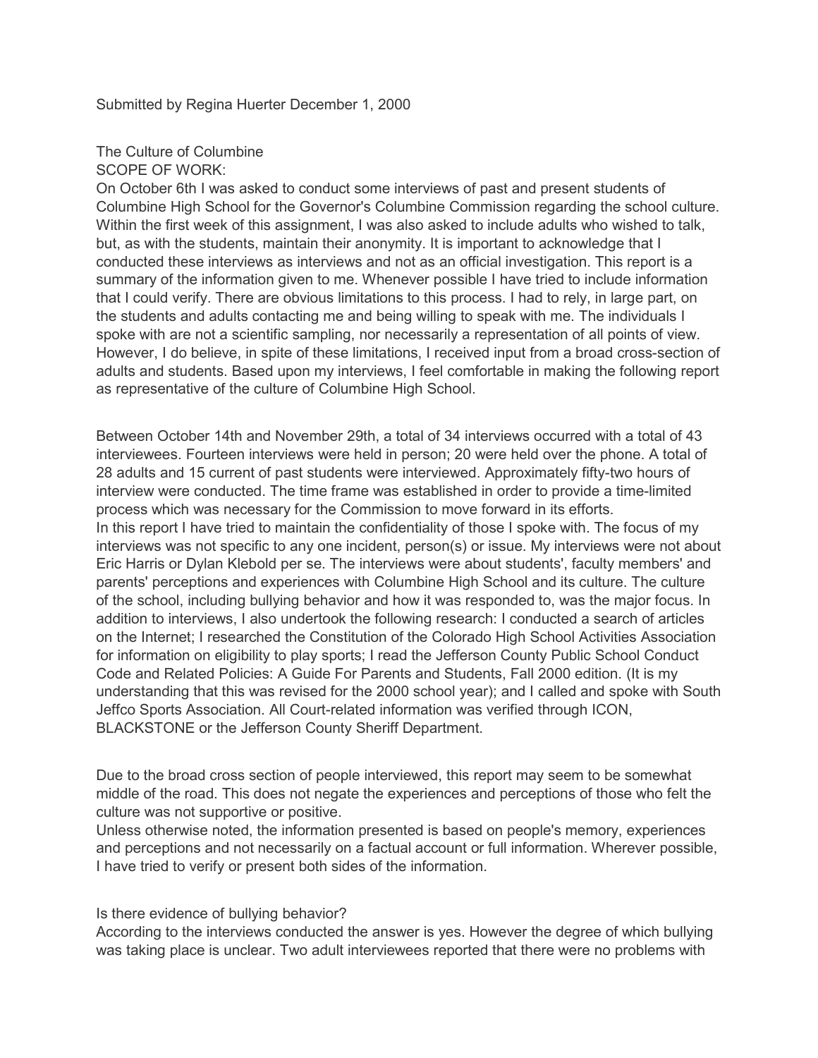Submitted by Regina Huerter December 1, 2000

# The Culture of Columbine

## SCOPE OF WORK:

On October 6th I was asked to conduct some interviews of past and present students of Columbine High School for the Governor's Columbine Commission regarding the school culture. Within the first week of this assignment, I was also asked to include adults who wished to talk, but, as with the students, maintain their anonymity. It is important to acknowledge that I conducted these interviews as interviews and not as an official investigation. This report is a summary of the information given to me. Whenever possible I have tried to include information that I could verify. There are obvious limitations to this process. I had to rely, in large part, on the students and adults contacting me and being willing to speak with me. The individuals I spoke with are not a scientific sampling, nor necessarily a representation of all points of view. However, I do believe, in spite of these limitations, I received input from a broad cross-section of adults and students. Based upon my interviews, I feel comfortable in making the following report as representative of the culture of Columbine High School.

Between October 14th and November 29th, a total of 34 interviews occurred with a total of 43 interviewees. Fourteen interviews were held in person; 20 were held over the phone. A total of 28 adults and 15 current of past students were interviewed. Approximately fifty-two hours of interview were conducted. The time frame was established in order to provide a time-limited process which was necessary for the Commission to move forward in its efforts.

In this report I have tried to maintain the confidentiality of those I spoke with. The focus of my interviews was not specific to any one incident, person(s) or issue. My interviews were not about Eric Harris or Dylan Klebold per se. The interviews were about students', faculty members' and parents' perceptions and experiences with Columbine High School and its culture. The culture of the school, including bullying behavior and how it was responded to, was the major focus. In addition to interviews, I also undertook the following research: I conducted a search of articles on the Internet; I researched the Constitution of the Colorado High School Activities Association for information on eligibility to play sports; I read the Jefferson County Public School Conduct Code and Related Policies: A Guide For Parents and Students, Fall 2000 edition. (It is my understanding that this was revised for the 2000 school year); and I called and spoke with South Jeffco Sports Association. All Court-related information was verified through ICON, BLACKSTONE or the Jefferson County Sheriff Department.

Due to the broad cross section of people interviewed, this report may seem to be somewhat middle of the road. This does not negate the experiences and perceptions of those who felt the culture was not supportive or positive.

Unless otherwise noted, the information presented is based on people's memory, experiences and perceptions and not necessarily on a factual account or full information. Wherever possible, I have tried to verify or present both sides of the information.

## Is there evidence of bullying behavior?

According to the interviews conducted the answer is yes. However the degree of which bullying was taking place is unclear. Two adult interviewees reported that there were no problems with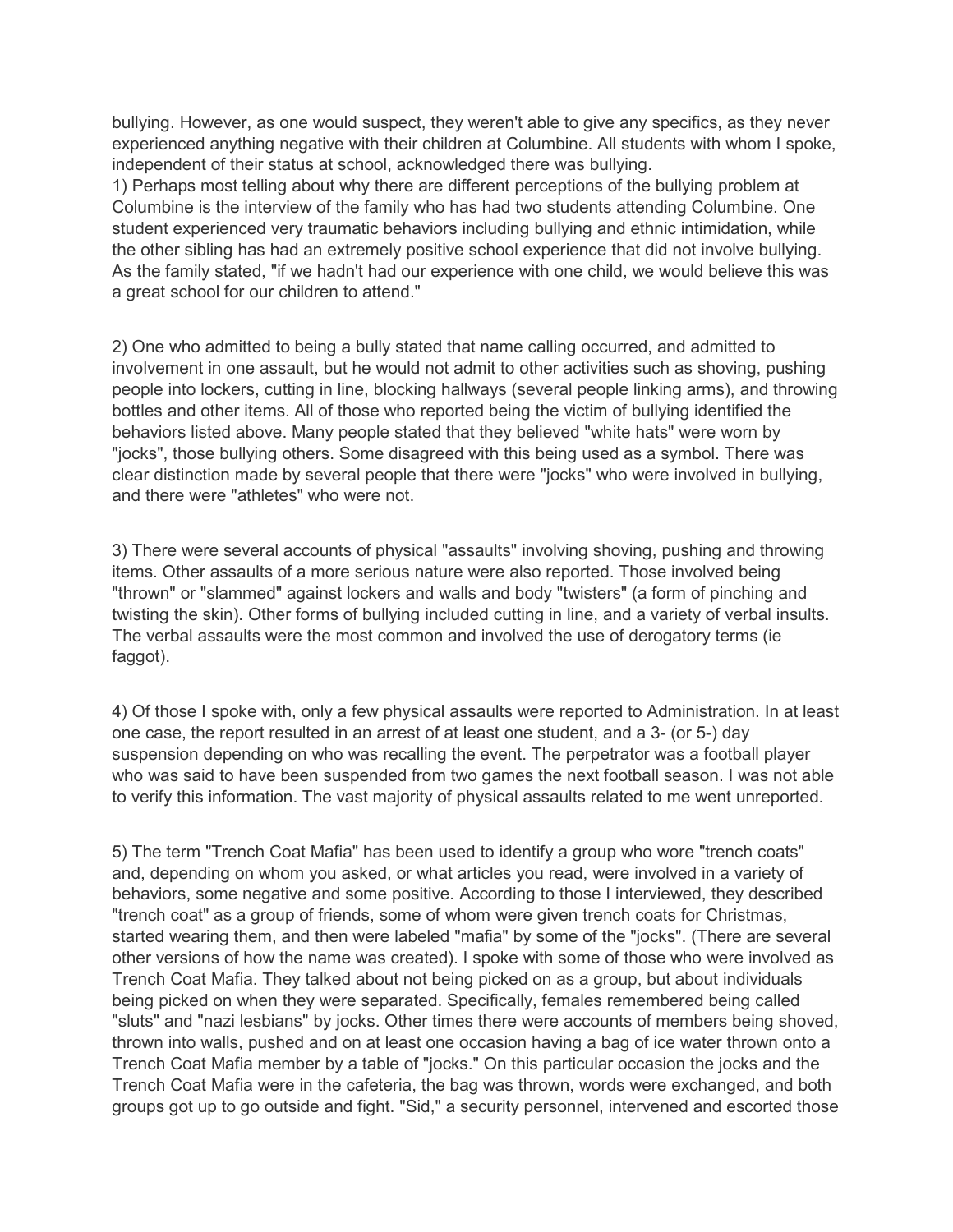bullying. However, as one would suspect, they weren't able to give any specifics, as they never experienced anything negative with their children at Columbine. All students with whom I spoke, independent of their status at school, acknowledged there was bullying.

1) Perhaps most telling about why there are different perceptions of the bullying problem at Columbine is the interview of the family who has had two students attending Columbine. One student experienced very traumatic behaviors including bullying and ethnic intimidation, while the other sibling has had an extremely positive school experience that did not involve bullying. As the family stated, "if we hadn't had our experience with one child, we would believe this was a great school for our children to attend."

2) One who admitted to being a bully stated that name calling occurred, and admitted to involvement in one assault, but he would not admit to other activities such as shoving, pushing people into lockers, cutting in line, blocking hallways (several people linking arms), and throwing bottles and other items. All of those who reported being the victim of bullying identified the behaviors listed above. Many people stated that they believed "white hats" were worn by "jocks", those bullying others. Some disagreed with this being used as a symbol. There was clear distinction made by several people that there were "jocks" who were involved in bullying, and there were "athletes" who were not.

3) There were several accounts of physical "assaults" involving shoving, pushing and throwing items. Other assaults of a more serious nature were also reported. Those involved being "thrown" or "slammed" against lockers and walls and body "twisters" (a form of pinching and twisting the skin). Other forms of bullying included cutting in line, and a variety of verbal insults. The verbal assaults were the most common and involved the use of derogatory terms (ie faggot).

4) Of those I spoke with, only a few physical assaults were reported to Administration. In at least one case, the report resulted in an arrest of at least one student, and a 3- (or 5-) day suspension depending on who was recalling the event. The perpetrator was a football player who was said to have been suspended from two games the next football season. I was not able to verify this information. The vast majority of physical assaults related to me went unreported.

5) The term "Trench Coat Mafia" has been used to identify a group who wore "trench coats" and, depending on whom you asked, or what articles you read, were involved in a variety of behaviors, some negative and some positive. According to those I interviewed, they described "trench coat" as a group of friends, some of whom were given trench coats for Christmas, started wearing them, and then were labeled "mafia" by some of the "jocks". (There are several other versions of how the name was created). I spoke with some of those who were involved as Trench Coat Mafia. They talked about not being picked on as a group, but about individuals being picked on when they were separated. Specifically, females remembered being called "sluts" and "nazi lesbians" by jocks. Other times there were accounts of members being shoved, thrown into walls, pushed and on at least one occasion having a bag of ice water thrown onto a Trench Coat Mafia member by a table of "jocks." On this particular occasion the jocks and the Trench Coat Mafia were in the cafeteria, the bag was thrown, words were exchanged, and both groups got up to go outside and fight. "Sid," a security personnel, intervened and escorted those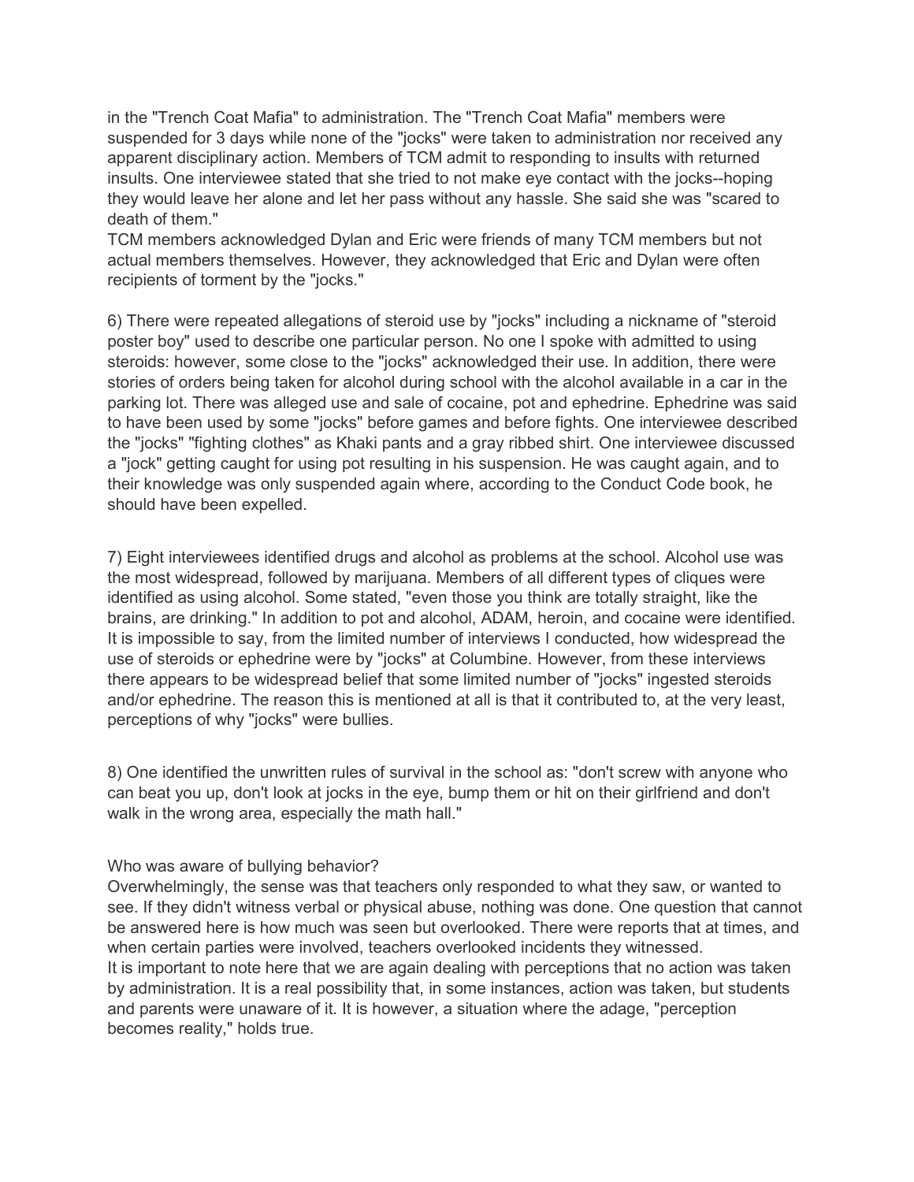in the "Trench Coat Mafia" to administration. The "Trench Coat Mafia" members were suspended for 3 days while none of the "jocks" were taken to administration nor received any apparent disciplinary action. Members of TCM admit to responding to insults with returned insults. One interviewee stated that she tried to not make eye contact with the jocks--hoping they would leave her alone and let her pass without any hassle. She said she was "scared to death of them."

TCM members acknowledged Dylan and Eric were friends of many TCM members but not actual members themselves. However, they acknowledged that Eric and Dylan were often recipients of torment by the "jocks."

6) There were repeated allegations of steroid use by "jocks" including a nickname of "steroid poster boy" used to describe one particular person. No one I spoke with admitted to using steroids: however, some close to the "jocks" acknowledged their use. In addition, there were stories of orders being taken for alcohol during school with the alcohol available in a car in the parking lot. There was alleged use and sale of cocaine, pot and ephedrine. Ephedrine was said to have been used by some "jocks" before games and before fights. One interviewee described the "jocks" "fighting clothes" as Khaki pants and a gray ribbed shirt. One interviewee discussed a "jock" getting caught for using pot resulting in his suspension. He was caught again, and to their knowledge was only suspended again where, according to the Conduct Code book, he should have been expelled.

7) Eight interviewees identified drugs and alcohol as problems at the school. Alcohol use was the most widespread, followed by marijuana. Members of all different types of cliques were identified as using alcohol. Some stated, "even those you think are totally straight, like the brains, are drinking." In addition to pot and alcohol, ADAM, heroin, and cocaine were identified. It is impossible to say, from the limited number of interviews I conducted, how widespread the use of steroids or ephedrine were by "jocks" at Columbine. However, from these interviews there appears to be widespread belief that some limited number of "jocks" ingested steroids and/or ephedrine. The reason this is mentioned at all is that it contributed to, at the very least, perceptions of why "jocks" were bullies.

8) One identified the unwritten rules of survival in the school as: "don't screw with anyone who can beat you up, don't look at jocks in the eye, bump them or hit on their girlfriend and don't walk in the wrong area, especially the math hall."

Who was aware of bullying behavior?

Overwhelmingly, the sense was that teachers only responded to what they saw, or wanted to see. If they didn't witness verbal or physical abuse, nothing was done. One question that cannot be answered here is how much was seen but overlooked. There were reports that at times, and when certain parties were involved, teachers overlooked incidents they witnessed.

It is important to note here that we are again dealing with perceptions that no action was taken by administration. It is a real possibility that, in some instances, action was taken, but students and parents were unaware of it. It is however, a situation where the adage, "perception becomes reality," holds true.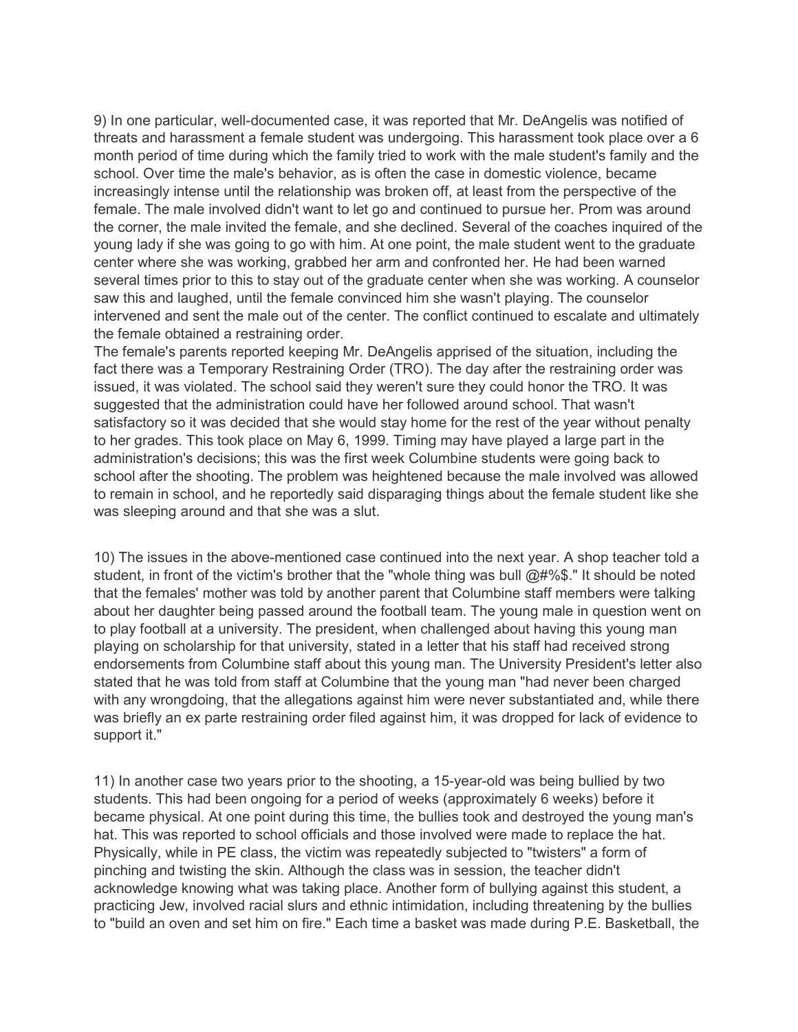9) In one particular, well-documented case, it was reported that Mr. DeAngelis was notified of threats and harassment a female student was undergoing. This harassment took place over a 6 month period of time during which the family tried to work with the male student's family and the school. Over time the male's behavior, as is often the case in domestic violence, became increasingly intense until the relationship was broken off, at least from the perspective of the female. The male involved didn't want to let go and continued to pursue her. Prom was around the corner, the male invited the female, and she declined. Several of the coaches inquired of the young lady if she was going to go with him. At one point, the male student went to the graduate center where she was working, grabbed her arm and confronted her. He had been warned several times prior to this to stay out of the graduate center when she was working. A counselor saw this and laughed, until the female convinced him she wasn't playing. The counselor intervened and sent the male out of the center. The conflict continued to escalate and ultimately the female obtained a restraining order.

The female's parents reported keeping Mr. DeAngelis apprised of the situation, including the fact there was a Temporary Restraining Order (TRO). The day after the restraining order was issued, it was violated. The school said they weren't sure they could honor the TRO. It was suggested that the administration could have her followed around school. That wasn't satisfactory so it was decided that she would stay home for the rest of the year without penalty to her grades. This took place on May 6, 1999. Timing may have played a large part in the administration's decisions; this was the first week Columbine students were going back to school after the shooting. The problem was heightened because the male involved was allowed to remain in school, and he reportedly said disparaging things about the female student like she was sleeping around and that she was a slut.

10) The issues in the above-mentioned case continued into the next year. A shop teacher told a student, in front of the victim's brother that the "whole thing was bull @#%$." It should be noted that the females' mother was told by another parent that Columbine staff members were talking about her daughter being passed around the football team. The young male in question went on to play football at a university. The president, when challenged about having this young man playing on scholarship for that university, stated in a letter that his staff had received strong endorsements from Columbine staff about this young man. The University President's letter also stated that he was told from staff at Columbine that the young man "had never been charged with any wrongdoing, that the allegations against him were never substantiated and, while there was briefly an ex parte restraining order filed against him, it was dropped for lack of evidence to support it."

11) In another case two years prior to the shooting, a 15-year-old was being bullied by two students. This had been ongoing for a period of weeks (approximately 6 weeks) before it became physical. At one point during this time, the bullies took and destroyed the young man's hat. This was reported to school officials and those involved were made to replace the hat. Physically, while in PE class, the victim was repeatedly subjected to "twisters" a form of pinching and twisting the skin. Although the class was in session, the teacher didn't acknowledge knowing what was taking place. Another form of bullying against this student, a practicing Jew, involved racial slurs and ethnic intimidation, including threatening by the bullies to "build an oven and set him on fire." Each time a basket was made during P.E. Basketball, the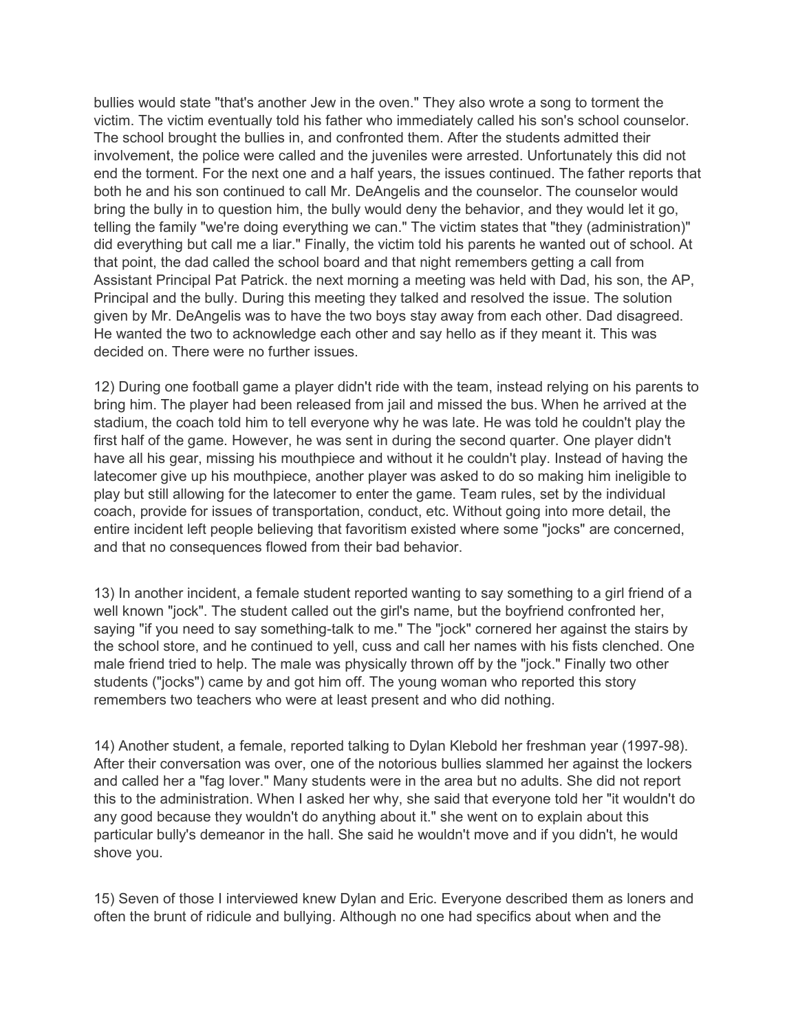bullies would state "that's another Jew in the oven." They also wrote a song to torment the victim. The victim eventually told his father who immediately called his son's school counselor. The school brought the bullies in, and confronted them. After the students admitted their involvement, the police were called and the juveniles were arrested. Unfortunately this did not end the torment. For the next one and a half years, the issues continued. The father reports that both he and his son continued to call Mr. DeAngelis and the counselor. The counselor would bring the bully in to question him, the bully would deny the behavior, and they would let it go, telling the family "we're doing everything we can." The victim states that "they (administration)" did everything but call me a liar." Finally, the victim told his parents he wanted out of school. At that point, the dad called the school board and that night remembers getting a call from Assistant Principal Pat Patrick. the next morning a meeting was held with Dad, his son, the AP, Principal and the bully. During this meeting they talked and resolved the issue. The solution given by Mr. DeAngelis was to have the two boys stay away from each other. Dad disagreed. He wanted the two to acknowledge each other and say hello as if they meant it. This was decided on. There were no further issues.

12) During one football game a player didn't ride with the team, instead relying on his parents to bring him. The player had been released from jail and missed the bus. When he arrived at the stadium, the coach told him to tell everyone why he was late. He was told he couldn't play the first half of the game. However, he was sent in during the second quarter. One player didn't have all his gear, missing his mouthpiece and without it he couldn't play. Instead of having the latecomer give up his mouthpiece, another player was asked to do so making him ineligible to play but still allowing for the latecomer to enter the game. Team rules, set by the individual coach, provide for issues of transportation, conduct, etc. Without going into more detail, the entire incident left people believing that favoritism existed where some "jocks" are concerned, and that no consequences flowed from their bad behavior.

13) In another incident, a female student reported wanting to say something to a girl friend of a well known "jock". The student called out the girl's name, but the boyfriend confronted her, saying "if you need to say something-talk to me." The "jock" cornered her against the stairs by the school store, and he continued to yell, cuss and call her names with his fists clenched. One male friend tried to help. The male was physically thrown off by the "jock." Finally two other students ("jocks") came by and got him off. The young woman who reported this story remembers two teachers who were at least present and who did nothing.

14) Another student, a female, reported talking to Dylan Klebold her freshman year (1997-98). After their conversation was over, one of the notorious bullies slammed her against the lockers and called her a "fag lover." Many students were in the area but no adults. She did not report this to the administration. When I asked her why, she said that everyone told her "it wouldn't do any good because they wouldn't do anything about it." she went on to explain about this particular bully's demeanor in the hall. She said he wouldn't move and if you didn't, he would shove you.

15) Seven of those I interviewed knew Dylan and Eric. Everyone described them as loners and often the brunt of ridicule and bullying. Although no one had specifics about when and the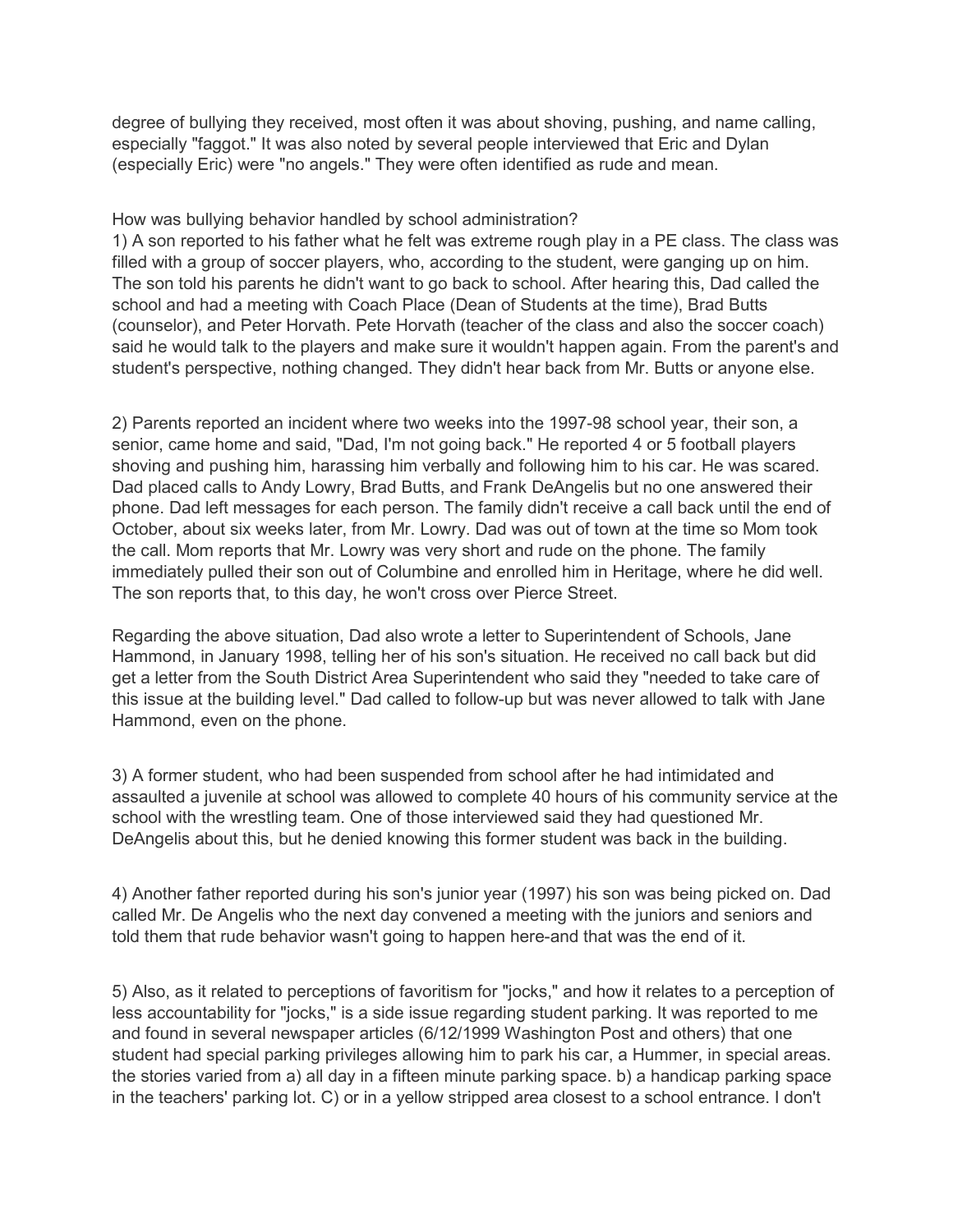degree of bullying they received, most often it was about shoving, pushing, and name calling, especially "faggot." It was also noted by several people interviewed that Eric and Dylan (especially Eric) were "no angels." They were often identified as rude and mean.

How was bullying behavior handled by school administration?

1) A son reported to his father what he felt was extreme rough play in a PE class. The class was filled with a group of soccer players, who, according to the student, were ganging up on him. The son told his parents he didn't want to go back to school. After hearing this, Dad called the school and had a meeting with Coach Place (Dean of Students at the time), Brad Butts (counselor), and Peter Horvath. Pete Horvath (teacher of the class and also the soccer coach) said he would talk to the players and make sure it wouldn't happen again. From the parent's and student's perspective, nothing changed. They didn't hear back from Mr. Butts or anyone else.

2) Parents reported an incident where two weeks into the 1997-98 school year, their son, a senior, came home and said, "Dad, I'm not going back." He reported 4 or 5 football players shoving and pushing him, harassing him verbally and following him to his car. He was scared. Dad placed calls to Andy Lowry, Brad Butts, and Frank DeAngelis but no one answered their phone. Dad left messages for each person. The family didn't receive a call back until the end of October, about six weeks later, from Mr. Lowry. Dad was out of town at the time so Mom took the call. Mom reports that Mr. Lowry was very short and rude on the phone. The family immediately pulled their son out of Columbine and enrolled him in Heritage, where he did well. The son reports that, to this day, he won't cross over Pierce Street.

Regarding the above situation, Dad also wrote a letter to Superintendent of Schools, Jane Hammond, in January 1998, telling her of his son's situation. He received no call back but did get a letter from the South District Area Superintendent who said they "needed to take care of this issue at the building level." Dad called to follow-up but was never allowed to talk with Jane Hammond, even on the phone.

3) A former student, who had been suspended from school after he had intimidated and assaulted a juvenile at school was allowed to complete 40 hours of his community service at the school with the wrestling team. One of those interviewed said they had questioned Mr. DeAngelis about this, but he denied knowing this former student was back in the building.

4) Another father reported during his son's junior year (1997) his son was being picked on. Dad called Mr. De Angelis who the next day convened a meeting with the juniors and seniors and told them that rude behavior wasn't going to happen here-and that was the end of it.

5) Also, as it related to perceptions of favoritism for "jocks," and how it relates to a perception of less accountability for "jocks," is a side issue regarding student parking. It was reported to me and found in several newspaper articles (6/12/1999 Washington Post and others) that one student had special parking privileges allowing him to park his car, a Hummer, in special areas. the stories varied from a) all day in a fifteen minute parking space. b) a handicap parking space in the teachers' parking lot. C) or in a yellow stripped area closest to a school entrance. I don't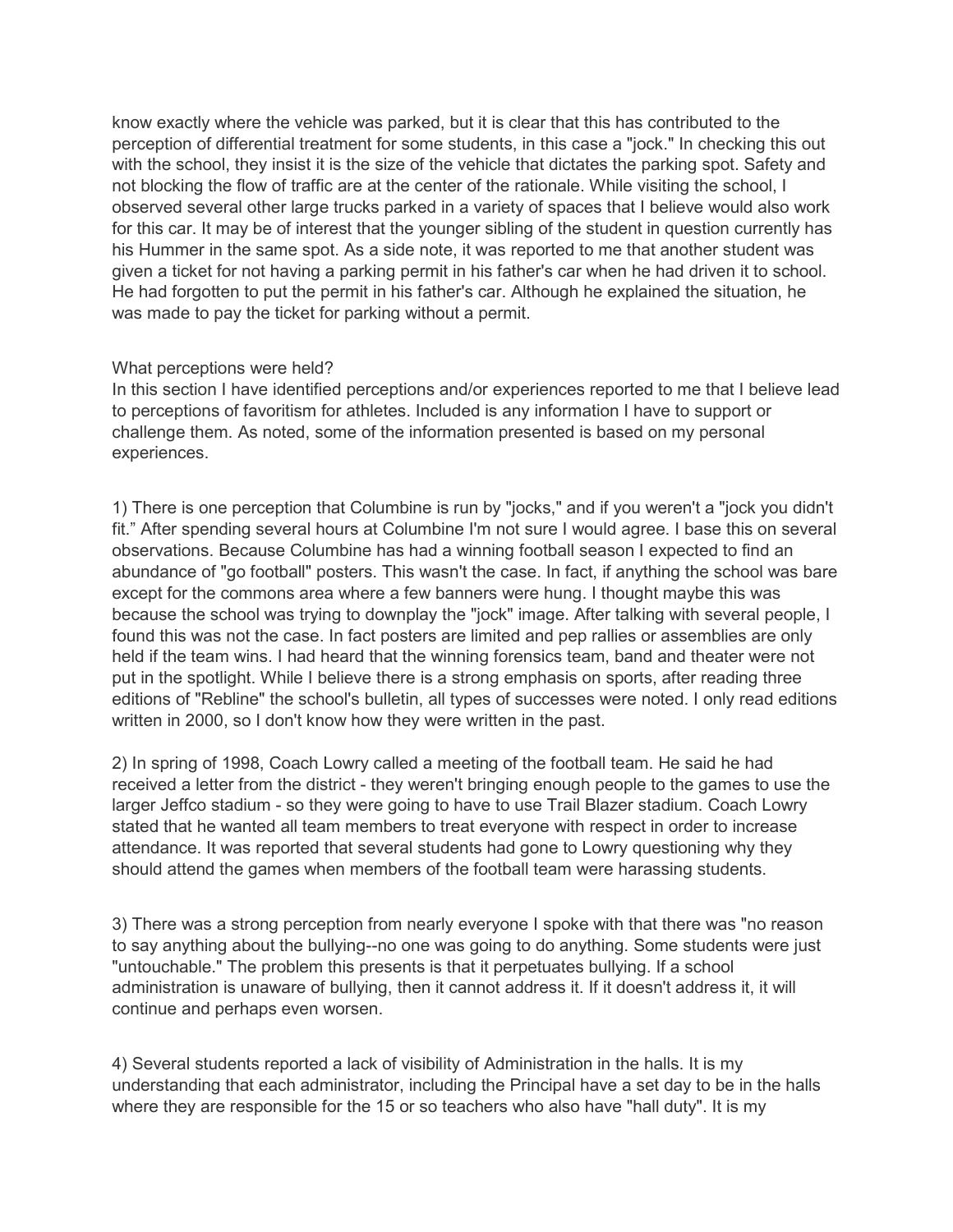know exactly where the vehicle was parked, but it is clear that this has contributed to the perception of differential treatment for some students, in this case a "jock." In checking this out with the school, they insist it is the size of the vehicle that dictates the parking spot. Safety and not blocking the flow of traffic are at the center of the rationale. While visiting the school, I observed several other large trucks parked in a variety of spaces that I believe would also work for this car. It may be of interest that the younger sibling of the student in question currently has his Hummer in the same spot. As a side note, it was reported to me that another student was given a ticket for not having a parking permit in his father's car when he had driven it to school. He had forgotten to put the permit in his father's car. Although he explained the situation, he was made to pay the ticket for parking without a permit.

What perceptions were held?

In this section I have identified perceptions and/or experiences reported to me that I believe lead to perceptions of favoritism for athletes. Included is any information I have to support or challenge them. As noted, some of the information presented is based on my personal experiences.

1) There is one perception that Columbine is run by "jocks," and if you weren't a "jock you didn't fit." After spending several hours at Columbine I'm not sure I would agree. I base this on several observations. Because Columbine has had a winning football season I expected to find an abundance of "go football" posters. This wasn't the case. In fact, if anything the school was bare except for the commons area where a few banners were hung. I thought maybe this was because the school was trying to downplay the "jock" image. After talking with several people, I found this was not the case. In fact posters are limited and pep rallies or assemblies are only held if the team wins. I had heard that the winning forensics team, band and theater were not put in the spotlight. While I believe there is a strong emphasis on sports, after reading three editions of "Rebline" the school's bulletin, all types of successes were noted. I only read editions written in 2000, so I don't know how they were written in the past.

2) In spring of 1998, Coach Lowry called a meeting of the football team. He said he had received a letter from the district - they weren't bringing enough people to the games to use the larger Jeffco stadium - so they were going to have to use Trail Blazer stadium. Coach Lowry stated that he wanted all team members to treat everyone with respect in order to increase attendance. It was reported that several students had gone to Lowry questioning why they should attend the games when members of the football team were harassing students.

3) There was a strong perception from nearly everyone I spoke with that there was "no reason to say anything about the bullying--no one was going to do anything. Some students were just "untouchable." The problem this presents is that it perpetuates bullying. If a school administration is unaware of bullying, then it cannot address it. If it doesn't address it, it will continue and perhaps even worsen.

4) Several students reported a lack of visibility of Administration in the halls. It is my understanding that each administrator, including the Principal have a set day to be in the halls where they are responsible for the 15 or so teachers who also have "hall duty". It is my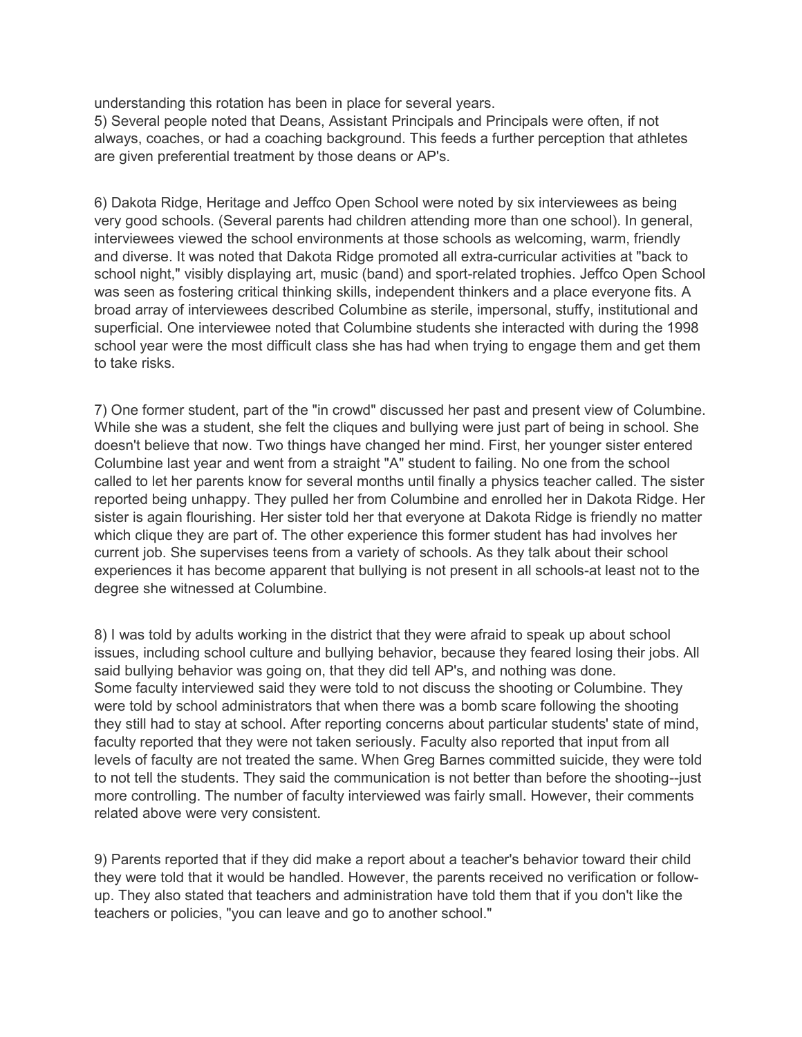understanding this rotation has been in place for several years.

5) Several people noted that Deans, Assistant Principals and Principals were often, if not always, coaches, or had a coaching background. This feeds a further perception that athletes are given preferential treatment by those deans or AP's.

6) Dakota Ridge, Heritage and Jeffco Open School were noted by six interviewees as being very good schools. (Several parents had children attending more than one school). In general, interviewees viewed the school environments at those schools as welcoming, warm, friendly and diverse. It was noted that Dakota Ridge promoted all extra-curricular activities at "back to school night," visibly displaying art, music (band) and sport-related trophies. Jeffco Open School was seen as fostering critical thinking skills, independent thinkers and a place everyone fits. A broad array of interviewees described Columbine as sterile, impersonal, stuffy, institutional and superficial. One interviewee noted that Columbine students she interacted with during the 1998 school year were the most difficult class she has had when trying to engage them and get them to take risks.

7) One former student, part of the "in crowd" discussed her past and present view of Columbine. While she was a student, she felt the cliques and bullying were just part of being in school. She doesn't believe that now. Two things have changed her mind. First, her younger sister entered Columbine last year and went from a straight "A" student to failing. No one from the school called to let her parents know for several months until finally a physics teacher called. The sister reported being unhappy. They pulled her from Columbine and enrolled her in Dakota Ridge. Her sister is again flourishing. Her sister told her that everyone at Dakota Ridge is friendly no matter which clique they are part of. The other experience this former student has had involves her current job. She supervises teens from a variety of schools. As they talk about their school experiences it has become apparent that bullying is not present in all schools-at least not to the degree she witnessed at Columbine.

8) I was told by adults working in the district that they were afraid to speak up about school issues, including school culture and bullying behavior, because they feared losing their jobs. All said bullying behavior was going on, that they did tell AP's, and nothing was done.
Some faculty interviewed said they were told to not discuss the shooting or Columbine. They were told by school administrators that when there was a bomb scare following the shooting they still had to stay at school. After reporting concerns about particular students' state of mind, faculty reported that they were not taken seriously. Faculty also reported that input from all levels of faculty are not treated the same. When Greg Barnes committed suicide, they were told to not tell the students. They said the communication is not better than before the shooting--just more controlling. The number of faculty interviewed was fairly small. However, their comments related above were very consistent.

9) Parents reported that if they did make a report about a teacher's behavior toward their child they were told that it would be handled. However, the parents received no verification or follow-up. They also stated that teachers and administration have told them that if you don't like the teachers or policies, "you can leave and go to another school."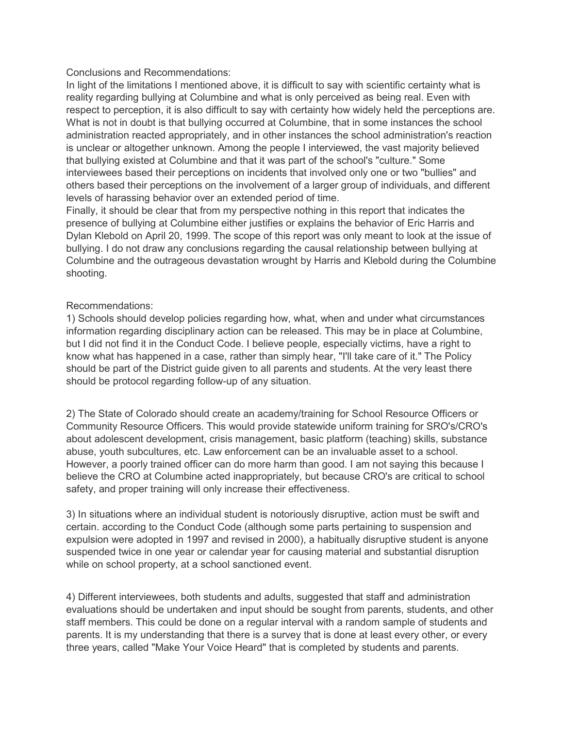Conclusions and Recommendations:

In light of the limitations I mentioned above, it is difficult to say with scientific certainty what is reality regarding bullying at Columbine and what is only perceived as being real. Even with respect to perception, it is also difficult to say with certainty how widely held the perceptions are. What is not in doubt is that bullying occurred at Columbine, that in some instances the school administration reacted appropriately, and in other instances the school administration's reaction is unclear or altogether unknown. Among the people I interviewed, the vast majority believed that bullying existed at Columbine and that it was part of the school's "culture." Some interviewees based their perceptions on incidents that involved only one or two "bullies" and others based their perceptions on the involvement of a larger group of individuals, and different levels of harassing behavior over an extended period of time.

Finally, it should be clear that from my perspective nothing in this report that indicates the presence of bullying at Columbine either justifies or explains the behavior of Eric Harris and Dylan Klebold on April 20, 1999. The scope of this report was only meant to look at the issue of bullying. I do not draw any conclusions regarding the causal relationship between bullying at Columbine and the outrageous devastation wrought by Harris and Klebold during the Columbine shooting.

Recommendations:

1) Schools should develop policies regarding how, what, when and under what circumstances information regarding disciplinary action can be released. This may be in place at Columbine, but I did not find it in the Conduct Code. I believe people, especially victims, have a right to know what has happened in a case, rather than simply hear, "I'll take care of it." The Policy should be part of the District guide given to all parents and students. At the very least there should be protocol regarding follow-up of any situation.

2) The State of Colorado should create an academy/training for School Resource Officers or Community Resource Officers. This would provide statewide uniform training for SRO's/CRO's about adolescent development, crisis management, basic platform (teaching) skills, substance abuse, youth subcultures, etc. Law enforcement can be an invaluable asset to a school. However, a poorly trained officer can do more harm than good. I am not saying this because I believe the CRO at Columbine acted inappropriately, but because CRO's are critical to school safety, and proper training will only increase their effectiveness.

3) In situations where an individual student is notoriously disruptive, action must be swift and certain. according to the Conduct Code (although some parts pertaining to suspension and expulsion were adopted in 1997 and revised in 2000), a habitually disruptive student is anyone suspended twice in one year or calendar year for causing material and substantial disruption while on school property, at a school sanctioned event.

4) Different interviewees, both students and adults, suggested that staff and administration evaluations should be undertaken and input should be sought from parents, students, and other staff members. This could be done on a regular interval with a random sample of students and parents. It is my understanding that there is a survey that is done at least every other, or every three years, called "Make Your Voice Heard" that is completed by students and parents.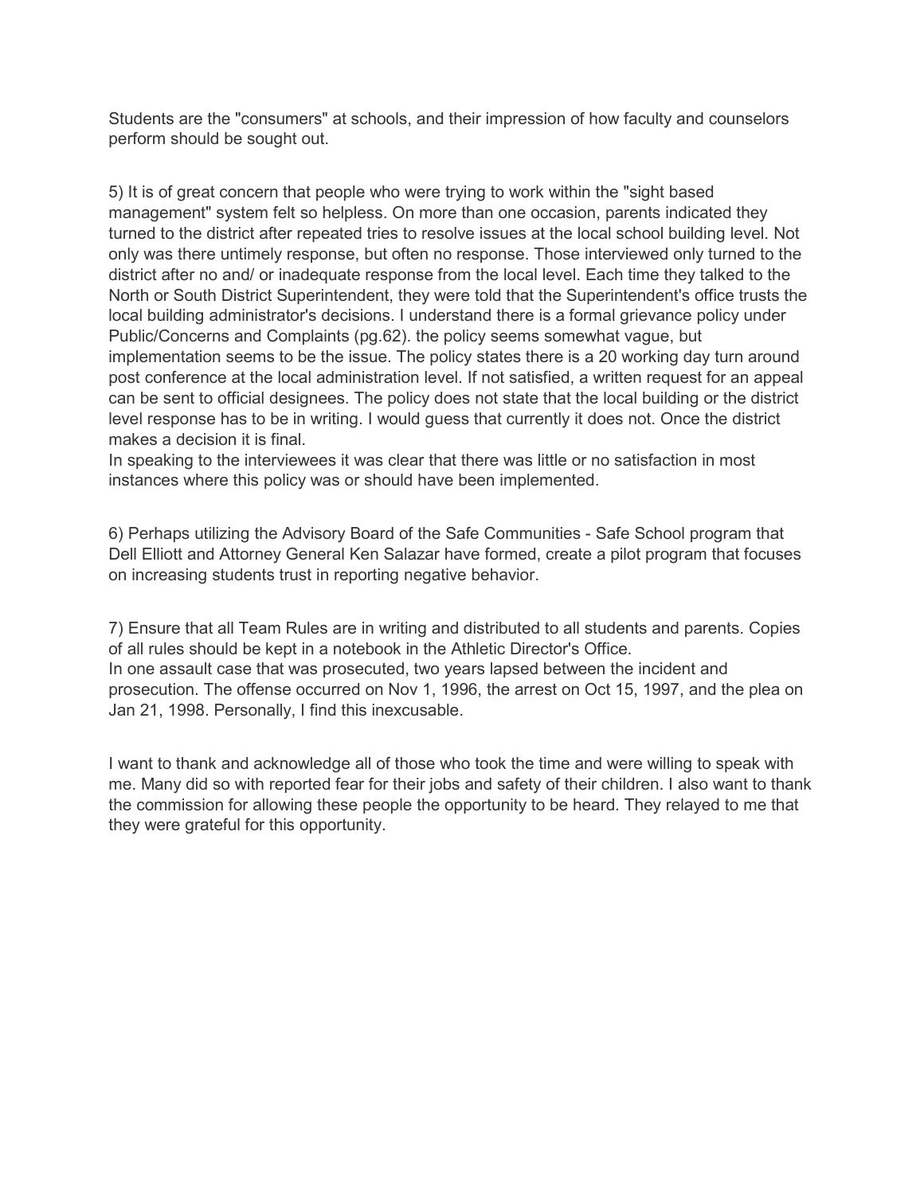Students are the "consumers" at schools, and their impression of how faculty and counselors perform should be sought out.

5) It is of great concern that people who were trying to work within the "sight based management" system felt so helpless. On more than one occasion, parents indicated they turned to the district after repeated tries to resolve issues at the local school building level. Not only was there untimely response, but often no response. Those interviewed only turned to the district after no and/ or inadequate response from the local level. Each time they talked to the North or South District Superintendent, they were told that the Superintendent's office trusts the local building administrator's decisions. I understand there is a formal grievance policy under Public/Concerns and Complaints (pg.62). the policy seems somewhat vague, but implementation seems to be the issue. The policy states there is a 20 working day turn around post conference at the local administration level. If not satisfied, a written request for an appeal can be sent to official designees. The policy does not state that the local building or the district level response has to be in writing. I would guess that currently it does not. Once the district makes a decision it is final.
In speaking to the interviewees it was clear that there was little or no satisfaction in most instances where this policy was or should have been implemented.

6) Perhaps utilizing the Advisory Board of the Safe Communities - Safe School program that Dell Elliott and Attorney General Ken Salazar have formed, create a pilot program that focuses on increasing students trust in reporting negative behavior.

7) Ensure that all Team Rules are in writing and distributed to all students and parents. Copies of all rules should be kept in a notebook in the Athletic Director's Office.
In one assault case that was prosecuted, two years lapsed between the incident and prosecution. The offense occurred on Nov 1, 1996, the arrest on Oct 15, 1997, and the plea on Jan 21, 1998. Personally, I find this inexcusable.

I want to thank and acknowledge all of those who took the time and were willing to speak with me. Many did so with reported fear for their jobs and safety of their children. I also want to thank the commission for allowing these people the opportunity to be heard. They relayed to me that they were grateful for this opportunity.